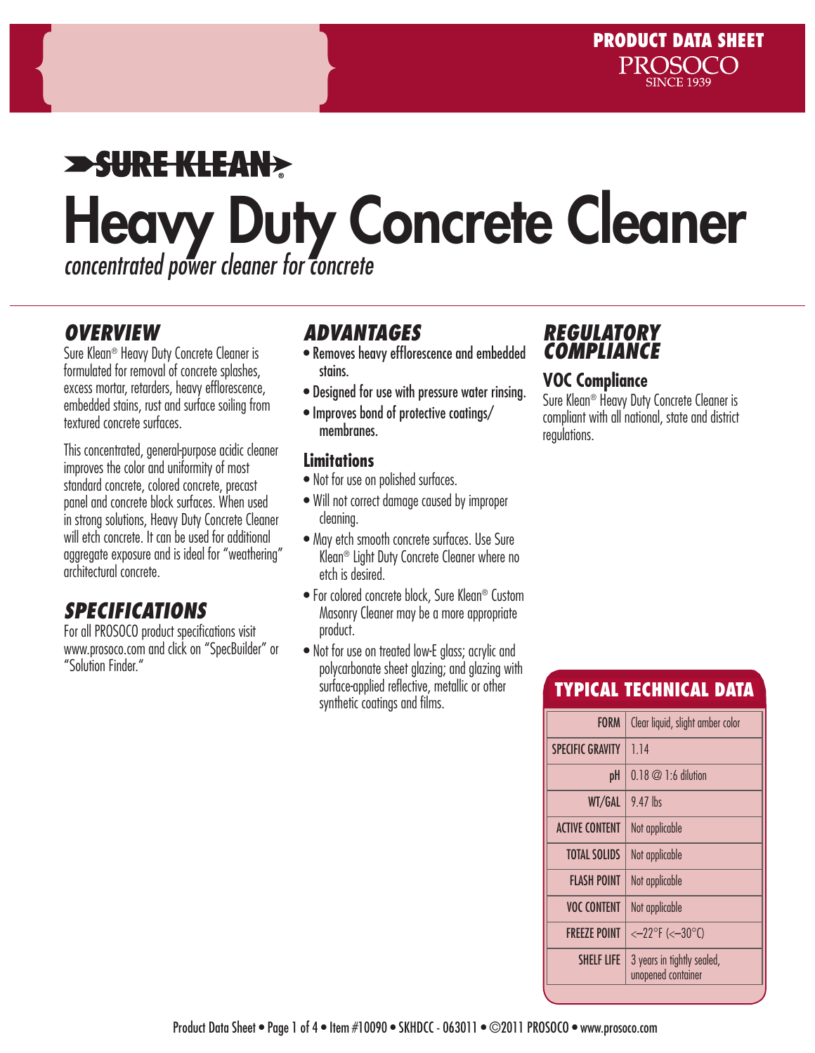PRODUCT DATA SHEET

PROSOCO
SINCE 1939

# SURE KLEAN®

# Heavy Duty Concrete Cleaner

*concentrated power cleaner for concrete*

## OVERVIEW

Sure Klean® Heavy Duty Concrete Cleaner is formulated for removal of concrete splashes, excess mortar, retarders, heavy efflorescence, embedded stains, rust and surface soiling from textured concrete surfaces.

This concentrated, general-purpose acidic cleaner improves the color and uniformity of most standard concrete, colored concrete, precast panel and concrete block surfaces. When used in strong solutions, Heavy Duty Concrete Cleaner will etch concrete. It can be used for additional aggregate exposure and is ideal for "weathering" architectural concrete.

## SPECIFICATIONS

For all PROSOCO product specifications visit www.prosoco.com and click on "SpecBuilder" or "Solution Finder."

## ADVANTAGES

- **Removes heavy efflorescence and embedded stains.**
- **Designed for use with pressure water rinsing.**
- **Improves bond of protective coatings/ membranes.**

### Limitations

- Not for use on polished surfaces.
- Will not correct damage caused by improper cleaning.
- May etch smooth concrete surfaces. Use Sure Klean® Light Duty Concrete Cleaner where no etch is desired.
- For colored concrete block, Sure Klean® Custom Masonry Cleaner may be a more appropriate product.
- Not for use on treated low-E glass; acrylic and polycarbonate sheet glazing; and glazing with surface-applied reflective, metallic or other synthetic coatings and films.

## REGULATORY COMPLIANCE

### VOC Compliance

Sure Klean® Heavy Duty Concrete Cleaner is compliant with all national, state and district regulations.

## TYPICAL TECHNICAL DATA

| | |
|---|---|
| FORM | Clear liquid, slight amber color |
| SPECIFIC GRAVITY | 1.14 |
| pH | 0.18 @ 1:6 dilution |
| WT/GAL | 9.47 lbs |
| ACTIVE CONTENT | Not applicable |
| TOTAL SOLIDS | Not applicable |
| FLASH POINT | Not applicable |
| VOC CONTENT | Not applicable |
| FREEZE POINT | <–22°F (<–30°C) |
| SHELF LIFE | 3 years in tightly sealed, unopened container |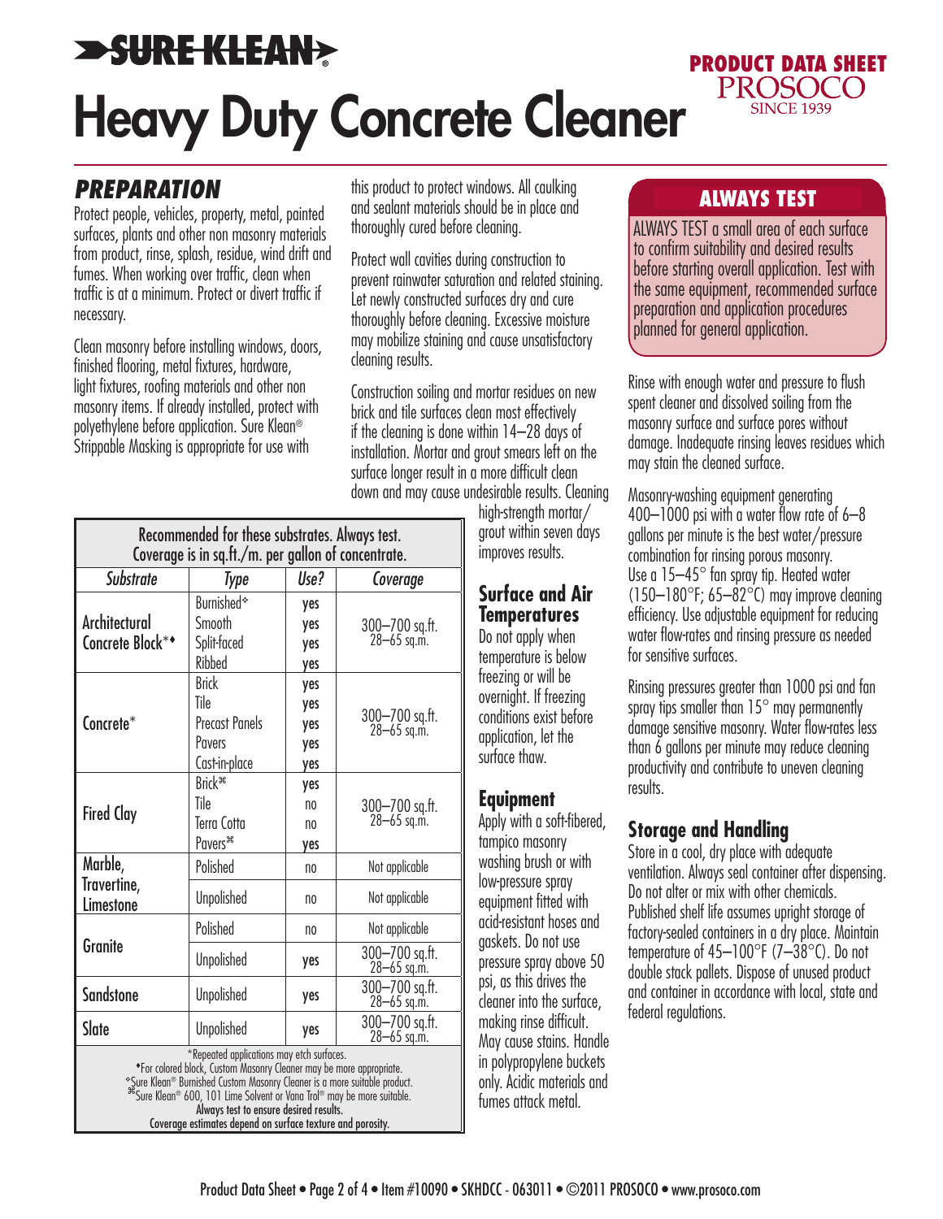# Heavy Duty Concrete Cleaner

SURE KLEAN®

PRODUCT DATA SHEET
PROSOCO
SINCE 1939

## PREPARATION

Protect people, vehicles, property, metal, painted surfaces, plants and other non masonry materials from product, rinse, splash, residue, wind drift and fumes. When working over traffic, clean when traffic is at a minimum. Protect or divert traffic if necessary.

Clean masonry before installing windows, doors, finished flooring, metal fixtures, hardware, light fixtures, roofing materials and other non masonry items. If already installed, protect with polyethylene before application. Sure Klean® Strippable Masking is appropriate for use with this product to protect windows. All caulking and sealant materials should be in place and thoroughly cured before cleaning.

Protect wall cavities during construction to prevent rainwater saturation and related staining. Let newly constructed surfaces dry and cure thoroughly before cleaning. Excessive moisture may mobilize staining and cause unsatisfactory cleaning results.

Construction soiling and mortar residues on new brick and tile surfaces clean most effectively if the cleaning is done within 14–28 days of installation. Mortar and grout smears left on the surface longer result in a more difficult clean down and may cause undesirable results. Cleaning high-strength mortar/grout within seven days improves results.

Recommended for these substrates. Always test.
Coverage is in sq.ft./m. per gallon of concentrate.

| Substrate | Type | Use? | Coverage |
|---|---|---|---|
| Architectural Concrete Block*♦ | Burnished✧ | yes | 300–700 sq.ft. 28–65 sq.m. |
| | Smooth | yes | |
| | Split-faced | yes | |
| | Ribbed | yes | |
| Concrete* | Brick | yes | 300–700 sq.ft. 28–65 sq.m. |
| | Tile | yes | |
| | Precast Panels | yes | |
| | Pavers | yes | |
| | Cast-in-place | yes | |
| Fired Clay | Brick⌘ | yes | 300–700 sq.ft. 28–65 sq.m. |
| | Tile | no | |
| | Terra Cotta | no | |
| | Pavers⌘ | yes | |
| Marble, Travertine, Limestone | Polished | no | Not applicable |
| | Unpolished | no | Not applicable |
| Granite | Polished | no | Not applicable |
| | Unpolished | yes | 300–700 sq.ft. 28–65 sq.m. |
| Sandstone | Unpolished | yes | 300–700 sq.ft. 28–65 sq.m. |
| Slate | Unpolished | yes | 300–700 sq.ft. 28–65 sq.m. |

*Repeated applications may etch surfaces.
♦For colored block, Custom Masonry Cleaner may be more appropriate.
✧Sure Klean® Burnished Custom Masonry Cleaner is a more suitable product.
⌘Sure Klean® 600, 101 Lime Solvent or Vana Trol® may be more suitable.
Always test to ensure desired results.
Coverage estimates depend on surface texture and porosity.

### Surface and Air Temperatures

Do not apply when temperature is below freezing or will be overnight. If freezing conditions exist before application, let the surface thaw.

### Equipment

Apply with a soft-fibered, tampico masonry washing brush or with low-pressure spray equipment fitted with acid-resistant hoses and gaskets. Do not use pressure spray above 50 psi, as this drives the cleaner into the surface, making rinse difficult. May cause stains. Handle in polypropylene buckets only. Acidic materials and fumes attack metal.

## ALWAYS TEST

ALWAYS TEST a small area of each surface to confirm suitability and desired results before starting overall application. Test with the same equipment, recommended surface preparation and application procedures planned for general application.

Rinse with enough water and pressure to flush spent cleaner and dissolved soiling from the masonry surface and surface pores without damage. Inadequate rinsing leaves residues which may stain the cleaned surface.

Masonry-washing equipment generating 400–1000 psi with a water flow rate of 6–8 gallons per minute is the best water/pressure combination for rinsing porous masonry. Use a 15–45° fan spray tip. Heated water (150–180°F; 65–82°C) may improve cleaning efficiency. Use adjustable equipment for reducing water flow-rates and rinsing pressure as needed for sensitive surfaces.

Rinsing pressures greater than 1000 psi and fan spray tips smaller than 15° may permanently damage sensitive masonry. Water flow-rates less than 6 gallons per minute may reduce cleaning productivity and contribute to uneven cleaning results.

### Storage and Handling

Store in a cool, dry place with adequate ventilation. Always seal container after dispensing. Do not alter or mix with other chemicals. Published shelf life assumes upright storage of factory-sealed containers in a dry place. Maintain temperature of 45–100°F (7–38°C). Do not double stack pallets. Dispose of unused product and container in accordance with local, state and federal regulations.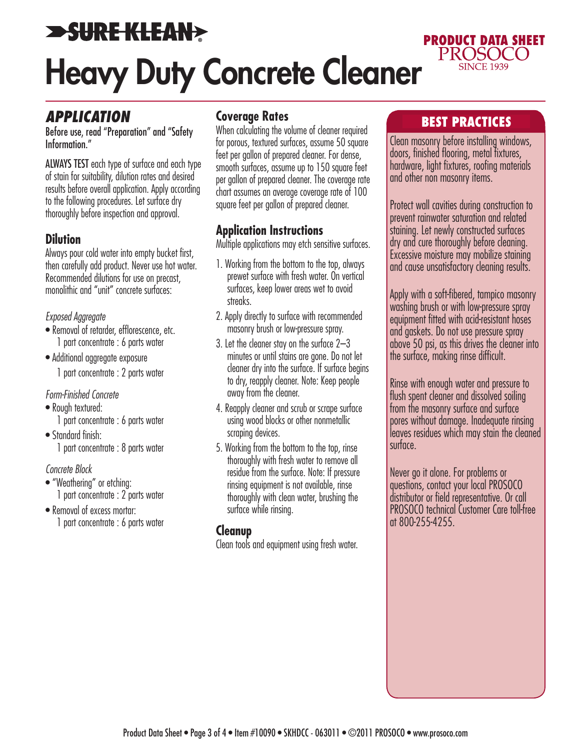# SURE KLEAN®

# Heavy Duty Concrete Cleaner

PRODUCT DATA SHEET
PROSOCO
SINCE 1939

## *APPLICATION*

Before use, read "Preparation" and "Safety Information."

**ALWAYS TEST** each type of surface and each type of stain for suitability, dilution rates and desired results before overall application. Apply according to the following procedures. Let surface dry thoroughly before inspection and approval.

### Dilution

Always pour cold water into empty bucket first, then carefully add product. Never use hot water. Recommended dilutions for use on precast, monolithic and "unit" concrete surfaces:

*Exposed Aggregate*

- Removal of retarder, efflorescence, etc.
  1 part concentrate : 6 parts water
- Additional aggregate exposure
  1 part concentrate : 2 parts water

*Form-Finished Concrete*

- Rough textured:
  1 part concentrate : 6 parts water
- Standard finish:
  1 part concentrate : 8 parts water

*Concrete Block*

- "Weathering" or etching:
  1 part concentrate : 2 parts water
- Removal of excess mortar:
  1 part concentrate : 6 parts water

### Coverage Rates

When calculating the volume of cleaner required for porous, textured surfaces, assume 50 square feet per gallon of prepared cleaner. For dense, smooth surfaces, assume up to 150 square feet per gallon of prepared cleaner. The coverage rate chart assumes an average coverage rate of 100 square feet per gallon of prepared cleaner.

### Application Instructions

Multiple applications may etch sensitive surfaces.

1. Working from the bottom to the top, always prewet surface with fresh water. On vertical surfaces, keep lower areas wet to avoid streaks.
2. Apply directly to surface with recommended masonry brush or low-pressure spray.
3. Let the cleaner stay on the surface 2–3 minutes or until stains are gone. Do not let cleaner dry into the surface. If surface begins to dry, reapply cleaner. Note: Keep people away from the cleaner.
4. Reapply cleaner and scrub or scrape surface using wood blocks or other nonmetallic scraping devices.
5. Working from the bottom to the top, rinse thoroughly with fresh water to remove all residue from the surface. Note: If pressure rinsing equipment is not available, rinse thoroughly with clean water, brushing the surface while rinsing.

### Cleanup

Clean tools and equipment using fresh water.

## BEST PRACTICES

Clean masonry before installing windows, doors, finished flooring, metal fixtures, hardware, light fixtures, roofing materials and other non masonry items.

Protect wall cavities during construction to prevent rainwater saturation and related staining. Let newly constructed surfaces dry and cure thoroughly before cleaning. Excessive moisture may mobilize staining and cause unsatisfactory cleaning results.

Apply with a soft-fibered, tampico masonry washing brush or with low-pressure spray equipment fitted with acid-resistant hoses and gaskets. Do not use pressure spray above 50 psi, as this drives the cleaner into the surface, making rinse difficult.

Rinse with enough water and pressure to flush spent cleaner and dissolved soiling from the masonry surface and surface pores without damage. Inadequate rinsing leaves residues which may stain the cleaned surface.

Never go it alone. For problems or questions, contact your local PROSOCO distributor or field representative. Or call PROSOCO technical Customer Care toll-free at 800-255-4255.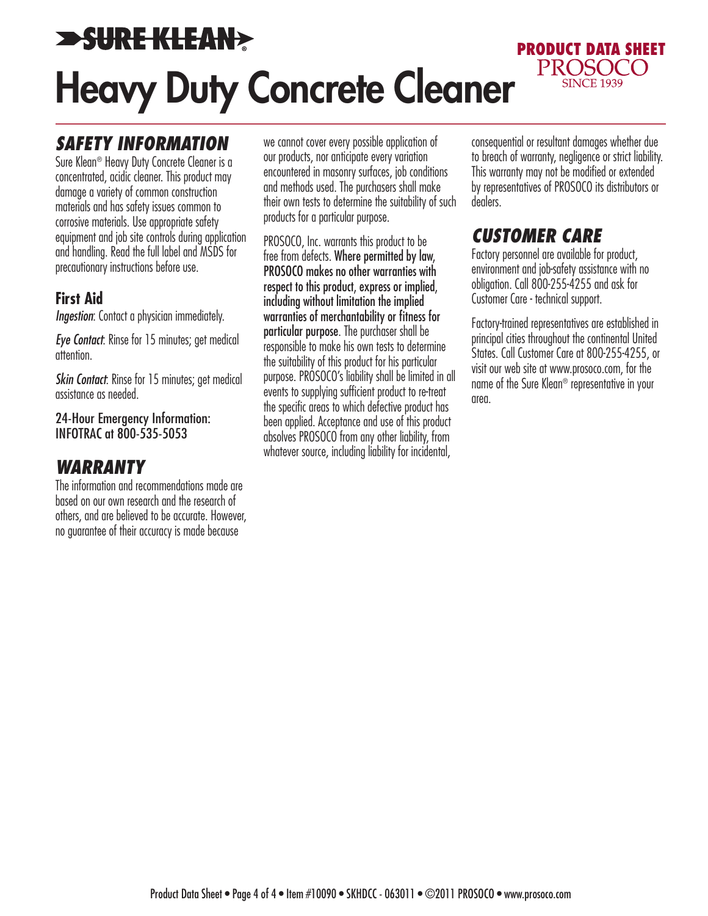# SURE KLEAN®

# Heavy Duty Concrete Cleaner

**PRODUCT DATA SHEET**
PROSOCO
SINCE 1939

## SAFETY INFORMATION

Sure Klean® Heavy Duty Concrete Cleaner is a concentrated, acidic cleaner. This product may damage a variety of common construction materials and has safety issues common to corrosive materials. Use appropriate safety equipment and job site controls during application and handling. Read the full label and MSDS for precautionary instructions before use.

### First Aid

*Ingestion*: Contact a physician immediately.

*Eye Contact*: Rinse for 15 minutes; get medical attention.

*Skin Contact*: Rinse for 15 minutes; get medical assistance as needed.

24-Hour Emergency Information:
INFOTRAC at 800-535-5053

## WARRANTY

The information and recommendations made are based on our own research and the research of others, and are believed to be accurate. However, no guarantee of their accuracy is made because we cannot cover every possible application of our products, nor anticipate every variation encountered in masonry surfaces, job conditions and methods used. The purchasers shall make their own tests to determine the suitability of such products for a particular purpose.

PROSOCO, Inc. warrants this product to be free from defects. **Where permitted by law, PROSOCO makes no other warranties with respect to this product, express or implied, including without limitation the implied warranties of merchantability or fitness for particular purpose**. The purchaser shall be responsible to make his own tests to determine the suitability of this product for his particular purpose. PROSOCO's liability shall be limited in all events to supplying sufficient product to re-treat the specific areas to which defective product has been applied. Acceptance and use of this product absolves PROSOCO from any other liability, from whatever source, including liability for incidental, consequential or resultant damages whether due to breach of warranty, negligence or strict liability. This warranty may not be modified or extended by representatives of PROSOCO its distributors or dealers.

## CUSTOMER CARE

Factory personnel are available for product, environment and job-safety assistance with no obligation. Call 800-255-4255 and ask for Customer Care - technical support.

Factory-trained representatives are established in principal cities throughout the continental United States. Call Customer Care at 800-255-4255, or visit our web site at www.prosoco.com, for the name of the Sure Klean® representative in your area.